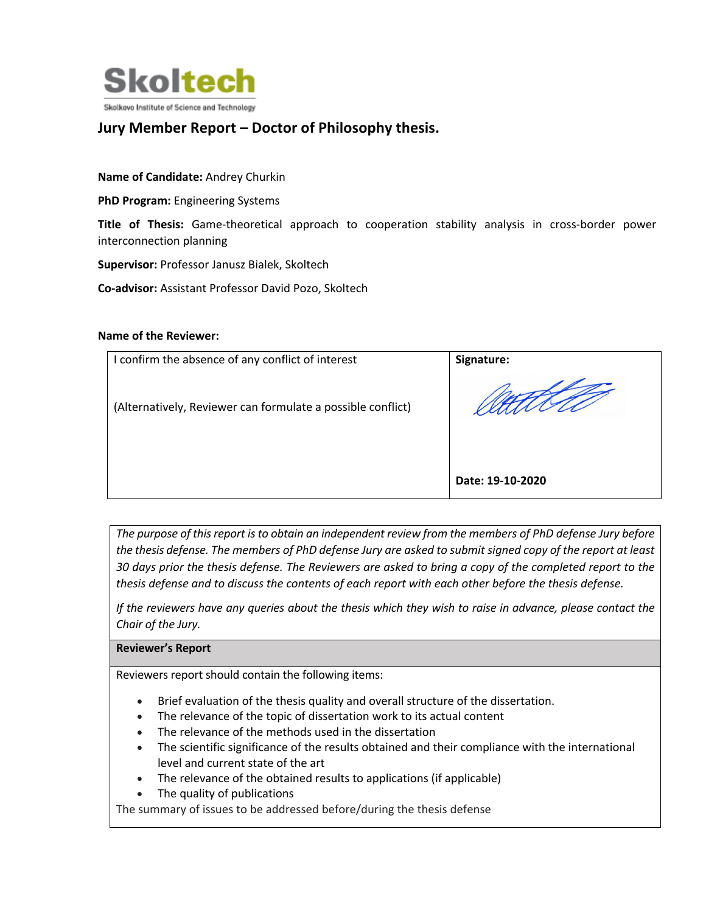**Skoltech**

Skolkovo Institute of Science and Technology

## Jury Member Report – Doctor of Philosophy thesis.

**Name of Candidate:** Andrey Churkin

**PhD Program:** Engineering Systems

**Title of Thesis:** Game-theoretical approach to cooperation stability analysis in cross-border power interconnection planning

**Supervisor:** Professor Janusz Bialek, Skoltech

**Co-advisor:** Assistant Professor David Pozo, Skoltech

**Name of the Reviewer:**

| I confirm the absence of any conflict of interest<br><br>(Alternatively, Reviewer can formulate a possible conflict) | **Signature:**<br><br><br>**Date: 19-10-2020** |
|---|---|

*The purpose of this report is to obtain an independent review from the members of PhD defense Jury before the thesis defense. The members of PhD defense Jury are asked to submit signed copy of the report at least 30 days prior the thesis defense. The Reviewers are asked to bring a copy of the completed report to the thesis defense and to discuss the contents of each report with each other before the thesis defense.*

*If the reviewers have any queries about the thesis which they wish to raise in advance, please contact the Chair of the Jury.*

**Reviewer's Report**

Reviewers report should contain the following items:

- Brief evaluation of the thesis quality and overall structure of the dissertation.
- The relevance of the topic of dissertation work to its actual content
- The relevance of the methods used in the dissertation
- The scientific significance of the results obtained and their compliance with the international level and current state of the art
- The relevance of the obtained results to applications (if applicable)
- The quality of publications

The summary of issues to be addressed before/during the thesis defense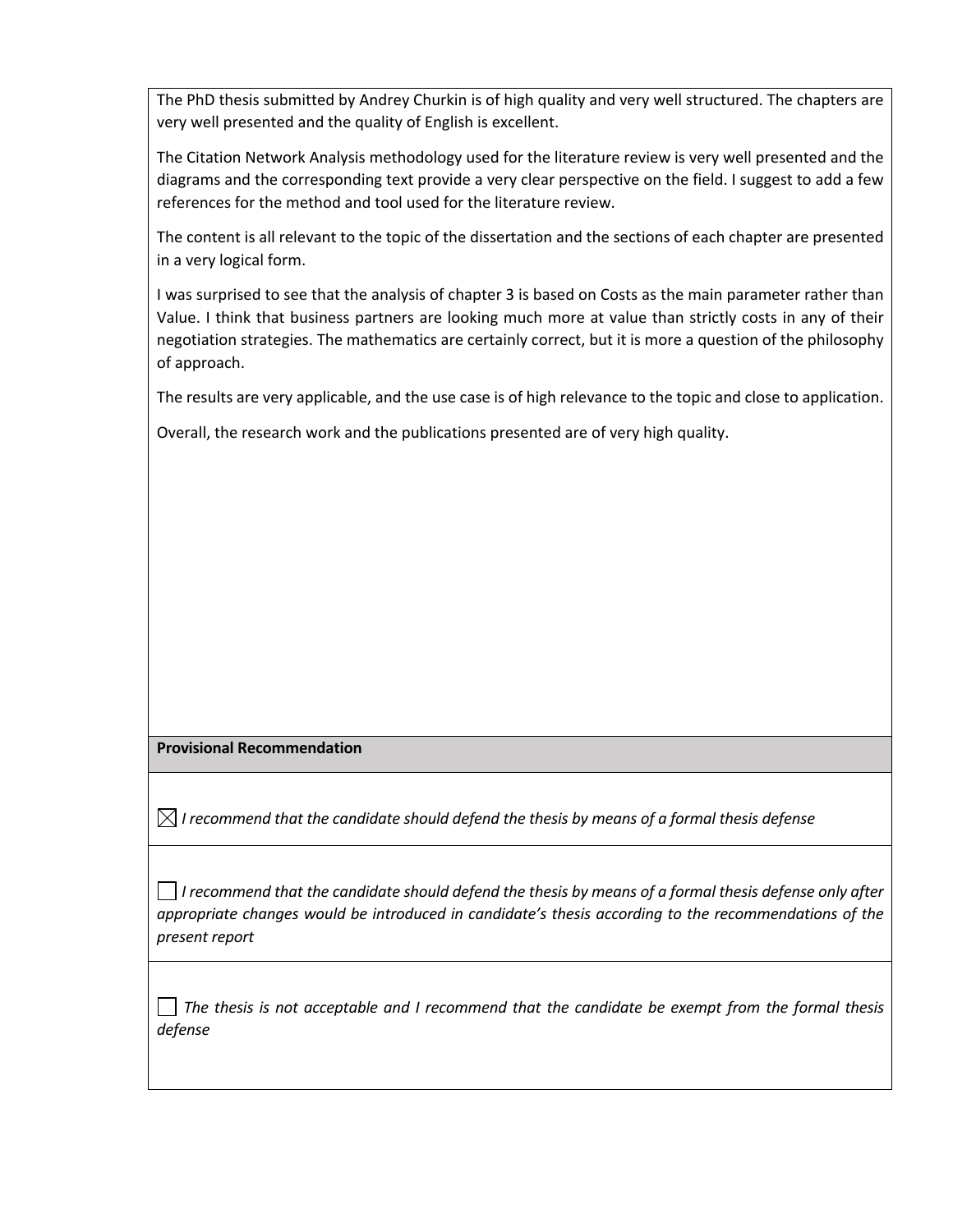The PhD thesis submitted by Andrey Churkin is of high quality and very well structured. The chapters are very well presented and the quality of English is excellent.

The Citation Network Analysis methodology used for the literature review is very well presented and the diagrams and the corresponding text provide a very clear perspective on the field. I suggest to add a few references for the method and tool used for the literature review.

The content is all relevant to the topic of the dissertation and the sections of each chapter are presented in a very logical form.

I was surprised to see that the analysis of chapter 3 is based on Costs as the main parameter rather than Value. I think that business partners are looking much more at value than strictly costs in any of their negotiation strategies. The mathematics are certainly correct, but it is more a question of the philosophy of approach.

The results are very applicable, and the use case is of high relevance to the topic and close to application.

Overall, the research work and the publications presented are of very high quality.

**Provisional Recommendation**

☒ *I recommend that the candidate should defend the thesis by means of a formal thesis defense*

☐ *I recommend that the candidate should defend the thesis by means of a formal thesis defense only after appropriate changes would be introduced in candidate's thesis according to the recommendations of the present report*

☐ *The thesis is not acceptable and I recommend that the candidate be exempt from the formal thesis defense*